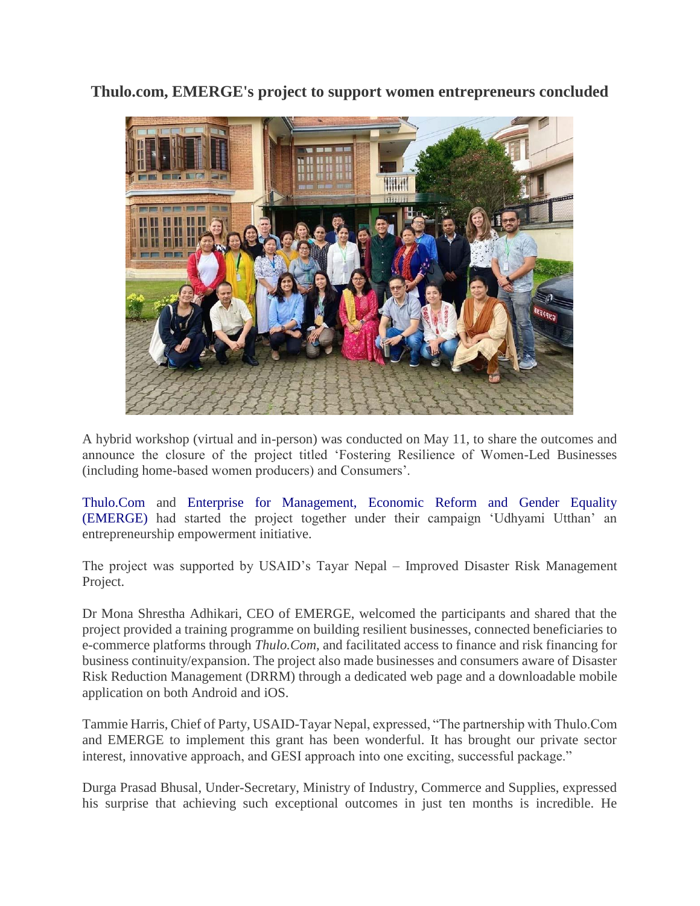# Thulo.com, EMERGE's project to support women entrepreneurs concluded

A hybrid workshop (virtual and in-person) was conducted on May 11, to share the outcomes and announce the closure of the project titled 'Fostering Resilience of Women-Led Businesses (including home-based women producers) and Consumers'.

Thulo.Com and Enterprise for Management, Economic Reform and Gender Equality (EMERGE) had started the project together under their campaign 'Udhyami Utthan' an entrepreneurship empowerment initiative.

The project was supported by USAID's Tayar Nepal – Improved Disaster Risk Management Project.

Dr Mona Shrestha Adhikari, CEO of EMERGE, welcomed the participants and shared that the project provided a training programme on building resilient businesses, connected beneficiaries to e-commerce platforms through *Thulo.Com*, and facilitated access to finance and risk financing for business continuity/expansion. The project also made businesses and consumers aware of Disaster Risk Reduction Management (DRRM) through a dedicated web page and a downloadable mobile application on both Android and iOS.

Tammie Harris, Chief of Party, USAID-Tayar Nepal, expressed, "The partnership with Thulo.Com and EMERGE to implement this grant has been wonderful. It has brought our private sector interest, innovative approach, and GESI approach into one exciting, successful package."

Durga Prasad Bhusal, Under-Secretary, Ministry of Industry, Commerce and Supplies, expressed his surprise that achieving such exceptional outcomes in just ten months is incredible. He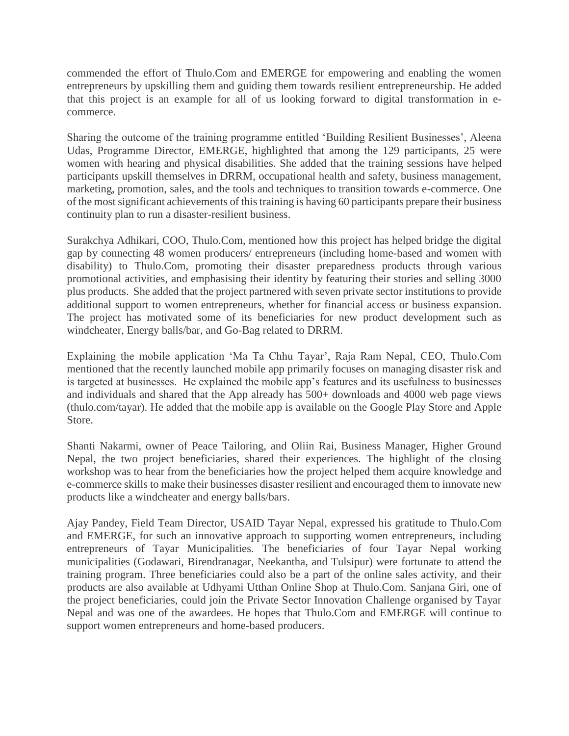commended the effort of Thulo.Com and EMERGE for empowering and enabling the women entrepreneurs by upskilling them and guiding them towards resilient entrepreneurship. He added that this project is an example for all of us looking forward to digital transformation in e-commerce.

Sharing the outcome of the training programme entitled 'Building Resilient Businesses', Aleena Udas, Programme Director, EMERGE, highlighted that among the 129 participants, 25 were women with hearing and physical disabilities. She added that the training sessions have helped participants upskill themselves in DRRM, occupational health and safety, business management, marketing, promotion, sales, and the tools and techniques to transition towards e-commerce. One of the most significant achievements of this training is having 60 participants prepare their business continuity plan to run a disaster-resilient business.

Surakchya Adhikari, COO, Thulo.Com, mentioned how this project has helped bridge the digital gap by connecting 48 women producers/ entrepreneurs (including home-based and women with disability) to Thulo.Com, promoting their disaster preparedness products through various promotional activities, and emphasising their identity by featuring their stories and selling 3000 plus products. She added that the project partnered with seven private sector institutions to provide additional support to women entrepreneurs, whether for financial access or business expansion. The project has motivated some of its beneficiaries for new product development such as windcheater, Energy balls/bar, and Go-Bag related to DRRM.

Explaining the mobile application 'Ma Ta Chhu Tayar', Raja Ram Nepal, CEO, Thulo.Com mentioned that the recently launched mobile app primarily focuses on managing disaster risk and is targeted at businesses. He explained the mobile app's features and its usefulness to businesses and individuals and shared that the App already has 500+ downloads and 4000 web page views (thulo.com/tayar). He added that the mobile app is available on the Google Play Store and Apple Store.

Shanti Nakarmi, owner of Peace Tailoring, and Oliin Rai, Business Manager, Higher Ground Nepal, the two project beneficiaries, shared their experiences. The highlight of the closing workshop was to hear from the beneficiaries how the project helped them acquire knowledge and e-commerce skills to make their businesses disaster resilient and encouraged them to innovate new products like a windcheater and energy balls/bars.

Ajay Pandey, Field Team Director, USAID Tayar Nepal, expressed his gratitude to Thulo.Com and EMERGE, for such an innovative approach to supporting women entrepreneurs, including entrepreneurs of Tayar Municipalities. The beneficiaries of four Tayar Nepal working municipalities (Godawari, Birendranagar, Neekantha, and Tulsipur) were fortunate to attend the training program. Three beneficiaries could also be a part of the online sales activity, and their products are also available at Udhyami Utthan Online Shop at Thulo.Com. Sanjana Giri, one of the project beneficiaries, could join the Private Sector Innovation Challenge organised by Tayar Nepal and was one of the awardees. He hopes that Thulo.Com and EMERGE will continue to support women entrepreneurs and home-based producers.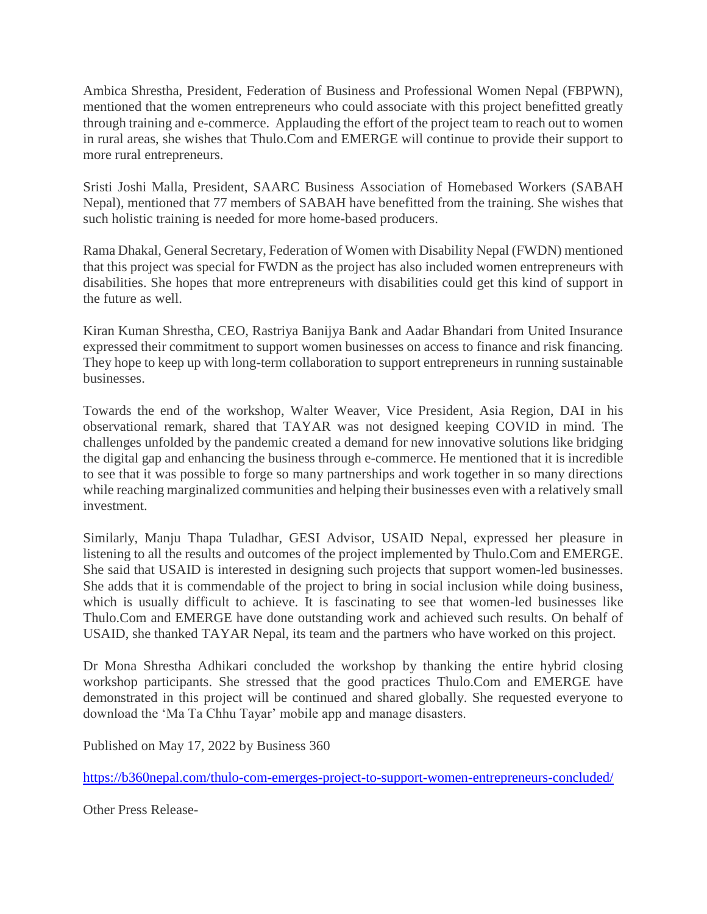Ambica Shrestha, President, Federation of Business and Professional Women Nepal (FBPWN), mentioned that the women entrepreneurs who could associate with this project benefitted greatly through training and e-commerce. Applauding the effort of the project team to reach out to women in rural areas, she wishes that Thulo.Com and EMERGE will continue to provide their support to more rural entrepreneurs.

Sristi Joshi Malla, President, SAARC Business Association of Homebased Workers (SABAH Nepal), mentioned that 77 members of SABAH have benefitted from the training. She wishes that such holistic training is needed for more home-based producers.

Rama Dhakal, General Secretary, Federation of Women with Disability Nepal (FWDN) mentioned that this project was special for FWDN as the project has also included women entrepreneurs with disabilities. She hopes that more entrepreneurs with disabilities could get this kind of support in the future as well.

Kiran Kuman Shrestha, CEO, Rastriya Banijya Bank and Aadar Bhandari from United Insurance expressed their commitment to support women businesses on access to finance and risk financing. They hope to keep up with long-term collaboration to support entrepreneurs in running sustainable businesses.

Towards the end of the workshop, Walter Weaver, Vice President, Asia Region, DAI in his observational remark, shared that TAYAR was not designed keeping COVID in mind. The challenges unfolded by the pandemic created a demand for new innovative solutions like bridging the digital gap and enhancing the business through e-commerce. He mentioned that it is incredible to see that it was possible to forge so many partnerships and work together in so many directions while reaching marginalized communities and helping their businesses even with a relatively small investment.

Similarly, Manju Thapa Tuladhar, GESI Advisor, USAID Nepal, expressed her pleasure in listening to all the results and outcomes of the project implemented by Thulo.Com and EMERGE. She said that USAID is interested in designing such projects that support women-led businesses. She adds that it is commendable of the project to bring in social inclusion while doing business, which is usually difficult to achieve. It is fascinating to see that women-led businesses like Thulo.Com and EMERGE have done outstanding work and achieved such results. On behalf of USAID, she thanked TAYAR Nepal, its team and the partners who have worked on this project.

Dr Mona Shrestha Adhikari concluded the workshop by thanking the entire hybrid closing workshop participants. She stressed that the good practices Thulo.Com and EMERGE have demonstrated in this project will be continued and shared globally. She requested everyone to download the 'Ma Ta Chhu Tayar' mobile app and manage disasters.

Published on May 17, 2022 by Business 360

https://b360nepal.com/thulo-com-emerges-project-to-support-women-entrepreneurs-concluded/

Other Press Release-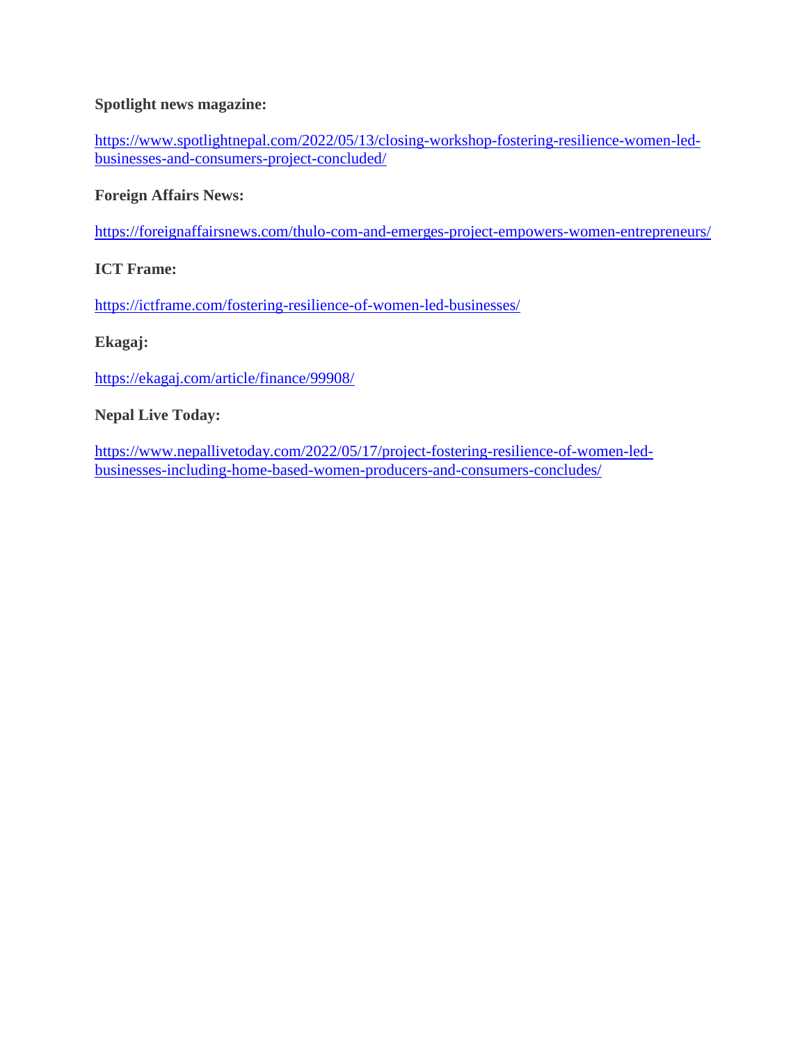**Spotlight news magazine:**

https://www.spotlightnepal.com/2022/05/13/closing-workshop-fostering-resilience-women-led-businesses-and-consumers-project-concluded/

**Foreign Affairs News:**

https://foreignaffairsnews.com/thulo-com-and-emerges-project-empowers-women-entrepreneurs/

**ICT Frame:**

https://ictframe.com/fostering-resilience-of-women-led-businesses/

**Ekagaj:**

https://ekagaj.com/article/finance/99908/

**Nepal Live Today:**

https://www.nepallivetoday.com/2022/05/17/project-fostering-resilience-of-women-led-businesses-including-home-based-women-producers-and-consumers-concludes/